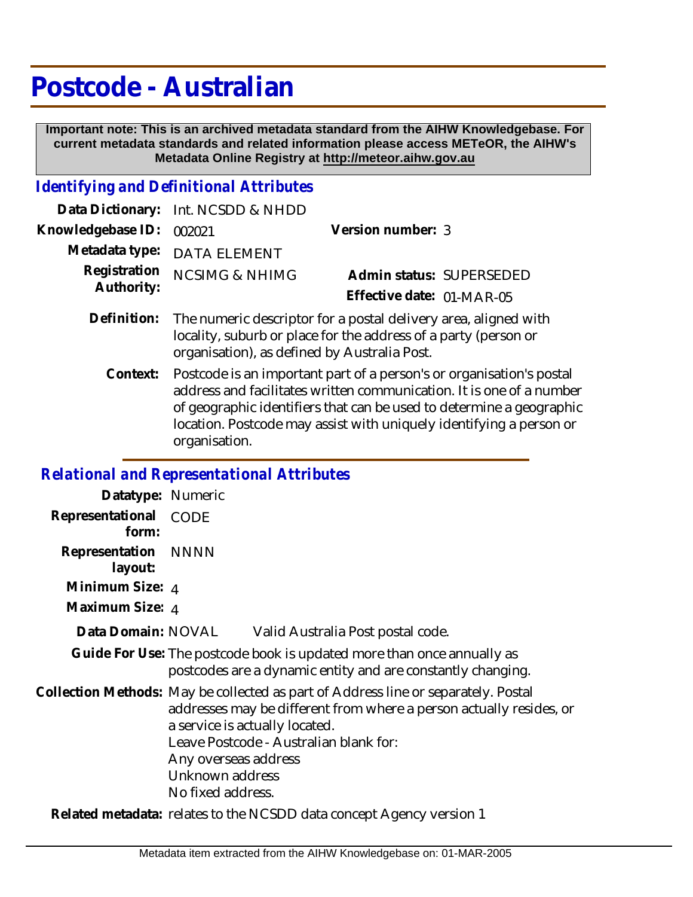# Postcode - Australian

**Important note: This is an archived metadata standard from the AIHW Knowledgebase. For current metadata standards and related information please access METeOR, the AIHW's Metadata Online Registry at http://meteor.aihw.gov.au**

## *Identifying and Definitional Attributes*

**Data Dictionary:** Int. NCSDD & NHDD

**Knowledgebase ID:** 002021

**Version number:** 3

**Metadata type:** DATA ELEMENT

**Registration Authority:** NCSIMG & NHIMG

**Admin status:** SUPERSEDED

**Effective date:** 01-MAR-05

**Definition:** The numeric descriptor for a postal delivery area, aligned with locality, suburb or place for the address of a party (person or organisation), as defined by Australia Post.

**Context:** Postcode is an important part of a person's or organisation's postal address and facilitates written communication. It is one of a number of geographic identifiers that can be used to determine a geographic location. Postcode may assist with uniquely identifying a person or organisation.

## *Relational and Representational Attributes*

**Datatype:** Numeric

**Representational form:** CODE

**Representation layout:** NNNN

**Minimum Size:** 4

**Maximum Size:** 4

**Data Domain:** NOVAL Valid Australia Post postal code.

**Guide For Use:** The postcode book is updated more than once annually as postcodes are a dynamic entity and are constantly changing.

**Collection Methods:** May be collected as part of Address line or separately. Postal addresses may be different from where a person actually resides, or a service is actually located.
Leave Postcode - Australian blank for:
Any overseas address
Unknown address
No fixed address.

**Related metadata:** relates to the NCSDD data concept Agency version 1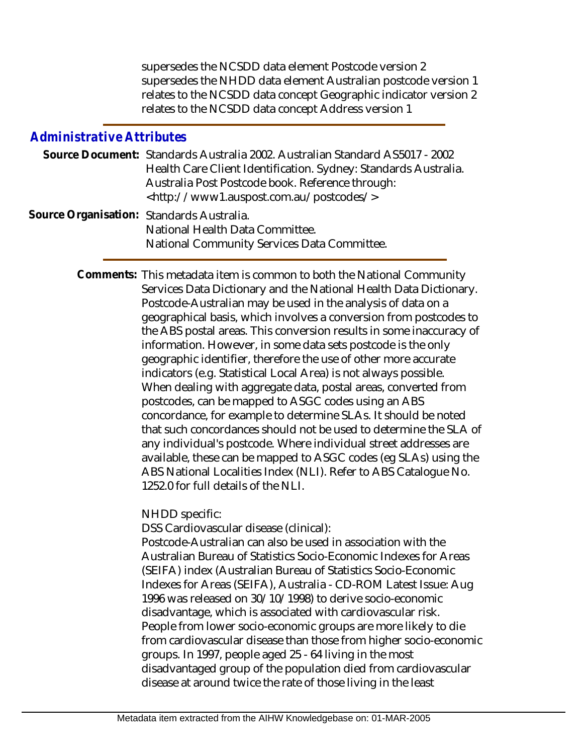supersedes the NCSDD data element Postcode version 2
supersedes the NHDD data element Australian postcode version 1
relates to the NCSDD data concept Geographic indicator version 2
relates to the NCSDD data concept Address version 1

## Administrative Attributes

**Source Document:** Standards Australia 2002. Australian Standard AS5017 - 2002 Health Care Client Identification. Sydney: Standards Australia. Australia Post Postcode book. Reference through: <http://www1.auspost.com.au/postcodes/>

**Source Organisation:** Standards Australia.
National Health Data Committee.
National Community Services Data Committee.

**Comments:** This metadata item is common to both the National Community Services Data Dictionary and the National Health Data Dictionary. Postcode-Australian may be used in the analysis of data on a geographical basis, which involves a conversion from postcodes to the ABS postal areas. This conversion results in some inaccuracy of information. However, in some data sets postcode is the only geographic identifier, therefore the use of other more accurate indicators (e.g. Statistical Local Area) is not always possible. When dealing with aggregate data, postal areas, converted from postcodes, can be mapped to ASGC codes using an ABS concordance, for example to determine SLAs. It should be noted that such concordances should not be used to determine the SLA of any individual's postcode. Where individual street addresses are available, these can be mapped to ASGC codes (eg SLAs) using the ABS National Localities Index (NLI). Refer to ABS Catalogue No. 1252.0 for full details of the NLI.

NHDD specific:

DSS Cardiovascular disease (clinical):

Postcode-Australian can also be used in association with the Australian Bureau of Statistics Socio-Economic Indexes for Areas (SEIFA) index (Australian Bureau of Statistics Socio-Economic Indexes for Areas (SEIFA), Australia - CD-ROM Latest Issue: Aug 1996 was released on 30/10/1998) to derive socio-economic disadvantage, which is associated with cardiovascular risk. People from lower socio-economic groups are more likely to die from cardiovascular disease than those from higher socio-economic groups. In 1997, people aged 25 - 64 living in the most disadvantaged group of the population died from cardiovascular disease at around twice the rate of those living in the least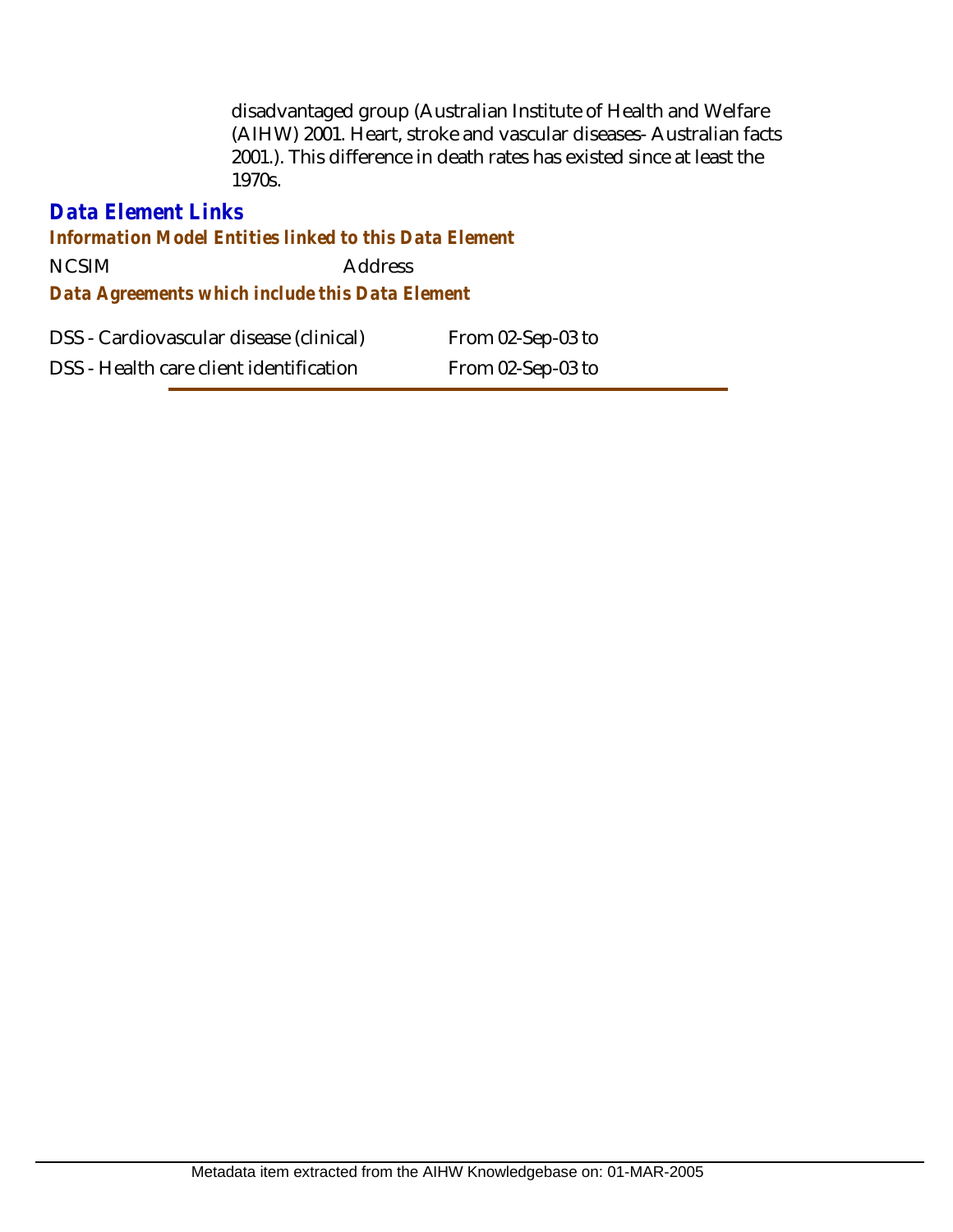disadvantaged group (Australian Institute of Health and Welfare (AIHW) 2001. Heart, stroke and vascular diseases- Australian facts 2001.). This difference in death rates has existed since at least the 1970s.

## Data Element Links

### Information Model Entities linked to this Data Element

| | |
|---|---|
| NCSIM | Address |

### Data Agreements which include this Data Element

| | |
|---|---|
| DSS - Cardiovascular disease (clinical) | From 02-Sep-03 to |
| DSS - Health care client identification | From 02-Sep-03 to |

Metadata item extracted from the AIHW Knowledgebase on: 01-MAR-2005